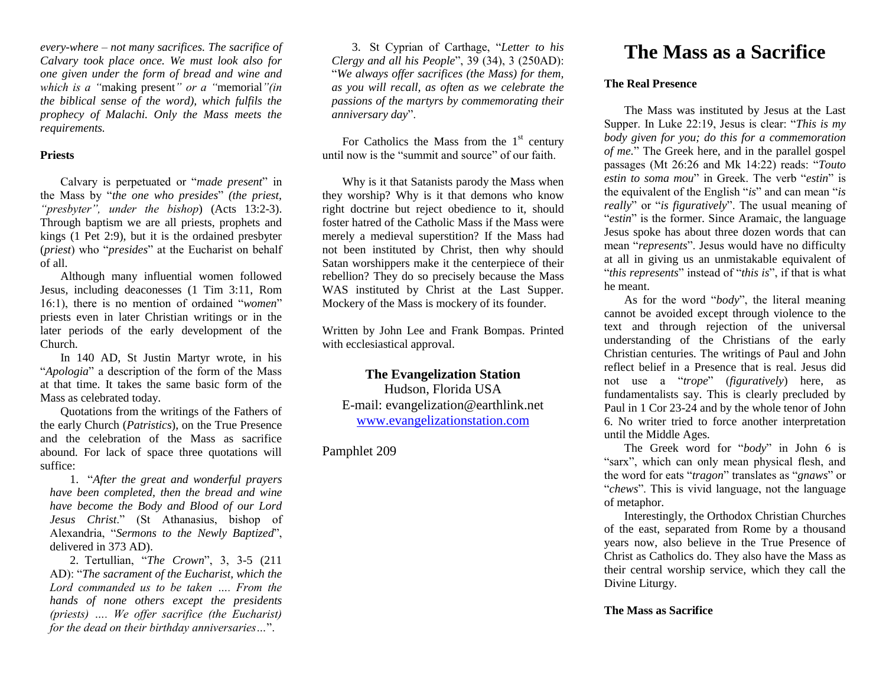*every-where – not many sacrifices. The sacrifice of Calvary took place once. We must look also for one given under the form of bread and wine and which is a "*making present*" or a "*memorial*"(in the biblical sense of the word), which fulfils the prophecy of Malachi. Only the Mass meets the requirements.*

**Priests**

Calvary is perpetuated or "*made present*" in the Mass by "*the one who presides*" (*the priest, "presbyter", under the bishop*) (Acts 13:2-3). Through baptism we are all priests, prophets and kings (1 Pet 2:9), but it is the ordained presbyter (*priest*) who "*presides*" at the Eucharist on behalf of all.

Although many influential women followed Jesus, including deaconesses (1 Tim 3:11, Rom 16:1), there is no mention of ordained "*women*" priests even in later Christian writings or in the later periods of the early development of the Church.

In 140 AD, St Justin Martyr wrote, in his "*Apologia*" a description of the form of the Mass at that time. It takes the same basic form of the Mass as celebrated today.

Quotations from the writings of the Fathers of the early Church (*Patristics*), on the True Presence and the celebration of the Mass as sacrifice abound. For lack of space three quotations will suffice:

1. "*After the great and wonderful prayers have been completed, then the bread and wine have become the Body and Blood of our Lord Jesus Christ*." (St Athanasius, bishop of Alexandria, "*Sermons to the Newly Baptized*", delivered in 373 AD).

2. Tertullian, "*The Crown*", 3, 3-5 (211 AD): "*The sacrament of the Eucharist, which the Lord commanded us to be taken …. From the hands of none others except the presidents (priests) …. We offer sacrifice (the Eucharist) for the dead on their birthday anniversaries…*".

3. St Cyprian of Carthage, "*Letter to his Clergy and all his People*", 39 (34), 3 (250AD): "*We always offer sacrifices (the Mass) for them, as you will recall, as often as we celebrate the passions of the martyrs by commemorating their anniversary day*".

For Catholics the Mass from the 1st century until now is the "summit and source" of our faith.

Why is it that Satanists parody the Mass when they worship? Why is it that demons who know right doctrine but reject obedience to it, should foster hatred of the Catholic Mass if the Mass were merely a medieval superstition? If the Mass had not been instituted by Christ, then why should Satan worshippers make it the centerpiece of their rebellion? They do so precisely because the Mass WAS instituted by Christ at the Last Supper. Mockery of the Mass is mockery of its founder.

Written by John Lee and Frank Bompas. Printed with ecclesiastical approval.

**The Evangelization Station**
Hudson, Florida USA
E-mail: evangelization@earthlink.net
www.evangelizationstation.com

Pamphlet 209

# The Mass as a Sacrifice

**The Real Presence**

The Mass was instituted by Jesus at the Last Supper. In Luke 22:19, Jesus is clear: "*This is my body given for you; do this for a commemoration of me.*" The Greek here, and in the parallel gospel passages (Mt 26:26 and Mk 14:22) reads: "*Touto estin to soma mou*" in Greek. The verb "*estin*" is the equivalent of the English "*is*" and can mean "*is really*" or "*is figuratively*". The usual meaning of "*estin*" is the former. Since Aramaic, the language Jesus spoke has about three dozen words that can mean "*represents*". Jesus would have no difficulty at all in giving us an unmistakable equivalent of "*this represents*" instead of "*this is*", if that is what he meant.

As for the word "*body*", the literal meaning cannot be avoided except through violence to the text and through rejection of the universal understanding of the Christians of the early Christian centuries. The writings of Paul and John reflect belief in a Presence that is real. Jesus did not use a "*trope*" (*figuratively*) here, as fundamentalists say. This is clearly precluded by Paul in 1 Cor 23-24 and by the whole tenor of John 6. No writer tried to force another interpretation until the Middle Ages.

The Greek word for "*body*" in John 6 is "sarx", which can only mean physical flesh, and the word for eats "*tragon*" translates as "*gnaws*" or "*chews*". This is vivid language, not the language of metaphor.

Interestingly, the Orthodox Christian Churches of the east, separated from Rome by a thousand years now, also believe in the True Presence of Christ as Catholics do. They also have the Mass as their central worship service, which they call the Divine Liturgy.

**The Mass as Sacrifice**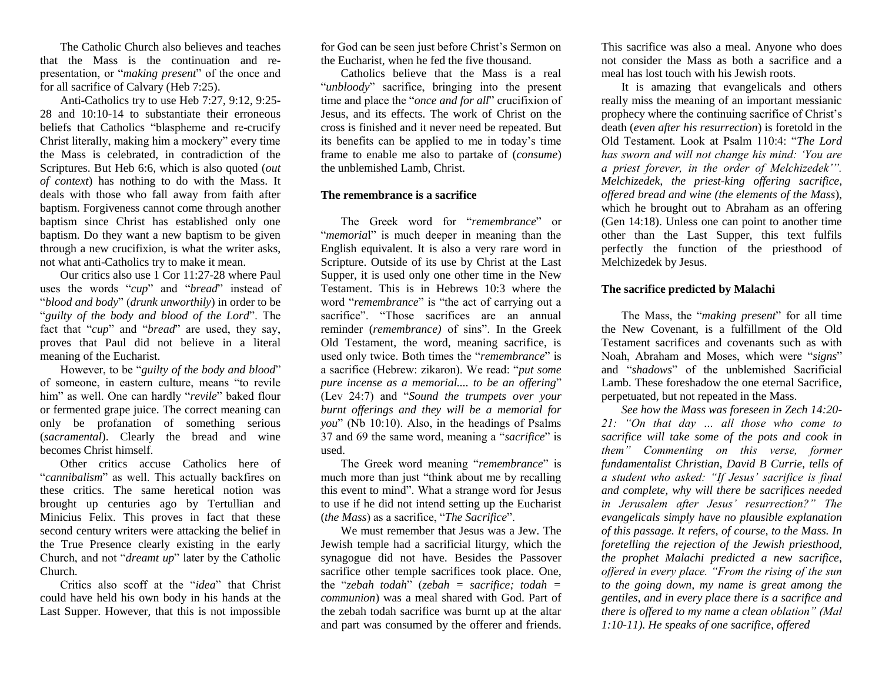The Catholic Church also believes and teaches that the Mass is the continuation and re-presentation, or "*making present*" of the once and for all sacrifice of Calvary (Heb 7:25).

Anti-Catholics try to use Heb 7:27, 9:12, 9:25-28 and 10:10-14 to substantiate their erroneous beliefs that Catholics "blaspheme and re-crucify Christ literally, making him a mockery" every time the Mass is celebrated, in contradiction of the Scriptures. But Heb 6:6, which is also quoted (*out of context*) has nothing to do with the Mass. It deals with those who fall away from faith after baptism. Forgiveness cannot come through another baptism since Christ has established only one baptism. Do they want a new baptism to be given through a new crucifixion, is what the writer asks, not what anti-Catholics try to make it mean.

Our critics also use 1 Cor 11:27-28 where Paul uses the words "*cup*" and "*bread*" instead of "*blood and body*" (*drunk unworthily*) in order to be "*guilty of the body and blood of the Lord*". The fact that "*cup*" and "*bread*" are used, they say, proves that Paul did not believe in a literal meaning of the Eucharist.

However, to be "*guilty of the body and blood*" of someone, in eastern culture, means "to revile him" as well. One can hardly "*revile*" baked flour or fermented grape juice. The correct meaning can only be profanation of something serious (*sacramental*). Clearly the bread and wine becomes Christ himself.

Other critics accuse Catholics here of "*cannibalism*" as well. This actually backfires on these critics. The same heretical notion was brought up centuries ago by Tertullian and Minicius Felix. This proves in fact that these second century writers were attacking the belief in the True Presence clearly existing in the early Church, and not "*dreamt up*" later by the Catholic Church.

Critics also scoff at the "*idea*" that Christ could have held his own body in his hands at the Last Supper. However, that this is not impossible for God can be seen just before Christ's Sermon on the Eucharist, when he fed the five thousand.

Catholics believe that the Mass is a real "*unbloody*" sacrifice, bringing into the present time and place the "*once and for all*" crucifixion of Jesus, and its effects. The work of Christ on the cross is finished and it never need be repeated. But its benefits can be applied to me in today's time frame to enable me also to partake of (*consume*) the unblemished Lamb, Christ.

**The remembrance is a sacrifice**

The Greek word for "*remembrance*" or "*memorial*" is much deeper in meaning than the English equivalent. It is also a very rare word in Scripture. Outside of its use by Christ at the Last Supper, it is used only one other time in the New Testament. This is in Hebrews 10:3 where the word "*remembrance*" is "the act of carrying out a sacrifice". "Those sacrifices are an annual reminder (*remembrance)* of sins". In the Greek Old Testament, the word, meaning sacrifice, is used only twice. Both times the "*remembrance*" is a sacrifice (Hebrew: zikaron). We read: "*put some pure incense as a memorial.... to be an offering*" (Lev 24:7) and "*Sound the trumpets over your burnt offerings and they will be a memorial for you*" (Nb 10:10). Also, in the headings of Psalms 37 and 69 the same word, meaning a "*sacrifice*" is used.

The Greek word meaning "*remembrance*" is much more than just "think about me by recalling this event to mind". What a strange word for Jesus to use if he did not intend setting up the Eucharist (*the Mass*) as a sacrifice, "*The Sacrifice*".

We must remember that Jesus was a Jew. The Jewish temple had a sacrificial liturgy, which the synagogue did not have. Besides the Passover sacrifice other temple sacrifices took place. One, the "*zebah todah*" (*zebah = sacrifice; todah = communion*) was a meal shared with God. Part of the zebah todah sacrifice was burnt up at the altar and part was consumed by the offerer and friends. This sacrifice was also a meal. Anyone who does not consider the Mass as both a sacrifice and a meal has lost touch with his Jewish roots.

It is amazing that evangelicals and others really miss the meaning of an important messianic prophecy where the continuing sacrifice of Christ's death (*even after his resurrection*) is foretold in the Old Testament. Look at Psalm 110:4: "*The Lord has sworn and will not change his mind: 'You are a priest forever, in the order of Melchizedek'". Melchizedek, the priest-king offering sacrifice, offered bread and wine (the elements of the Mass*), which he brought out to Abraham as an offering (Gen 14:18). Unless one can point to another time other than the Last Supper, this text fulfils perfectly the function of the priesthood of Melchizedek by Jesus.

**The sacrifice predicted by Malachi**

The Mass, the "*making present*" for all time the New Covenant, is a fulfillment of the Old Testament sacrifices and covenants such as with Noah, Abraham and Moses, which were "*signs*" and "*shadows*" of the unblemished Sacrificial Lamb. These foreshadow the one eternal Sacrifice, perpetuated, but not repeated in the Mass.

*See how the Mass was foreseen in Zech 14:20-21: "On that day … all those who come to sacrifice will take some of the pots and cook in them" Commenting on this verse, former fundamentalist Christian, David B Currie, tells of a student who asked: "If Jesus' sacrifice is final and complete, why will there be sacrifices needed in Jerusalem after Jesus' resurrection?" The evangelicals simply have no plausible explanation of this passage. It refers, of course, to the Mass. In foretelling the rejection of the Jewish priesthood, the prophet Malachi predicted a new sacrifice, offered in every place. "From the rising of the sun to the going down, my name is great among the gentiles, and in every place there is a sacrifice and there is offered to my name a clean oblation" (Mal 1:10-11). He speaks of one sacrifice, offered*